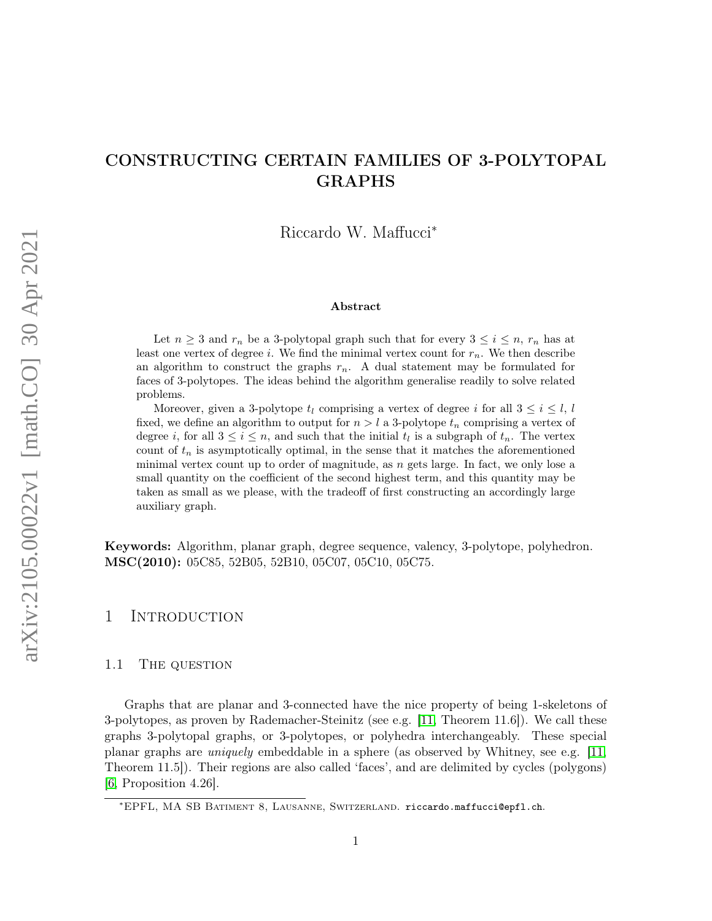# CONSTRUCTING CERTAIN FAMILIES OF 3-POLYTOPAL GRAPHS

Riccardo W. Maffucci*

### Abstract

Let $n \geq 3$ and $r_n$ be a 3-polytopal graph such that for every $3 \leq i \leq n$, $r_n$ has at least one vertex of degree $i$. We find the minimal vertex count for $r_n$. We then describe an algorithm to construct the graphs $r_n$. A dual statement may be formulated for faces of 3-polytopes. The ideas behind the algorithm generalise readily to solve related problems.

Moreover, given a 3-polytope $t_l$ comprising a vertex of degree $i$ for all $3 \leq i \leq l$, $l$ fixed, we define an algorithm to output for $n > l$ a 3-polytope $t_n$ comprising a vertex of degree $i$, for all $3 \leq i \leq n$, and such that the initial $t_l$ is a subgraph of $t_n$. The vertex count of $t_n$ is asymptotically optimal, in the sense that it matches the aforementioned minimal vertex count up to order of magnitude, as $n$ gets large. In fact, we only lose a small quantity on the coefficient of the second highest term, and this quantity may be taken as small as we please, with the tradeoff of first constructing an accordingly large auxiliary graph.

**Keywords:** Algorithm, planar graph, degree sequence, valency, 3-polytope, polyhedron.
**MSC(2010):** 05C85, 52B05, 52B10, 05C07, 05C10, 05C75.

## 1 Introduction

### 1.1 The question

Graphs that are planar and 3-connected have the nice property of being 1-skeletons of 3-polytopes, as proven by Rademacher-Steinitz (see e.g. [11, Theorem 11.6]). We call these graphs 3-polytopal graphs, or 3-polytopes, or polyhedra interchangeably. These special planar graphs are *uniquely* embeddable in a sphere (as observed by Whitney, see e.g. [11, Theorem 11.5]). Their regions are also called 'faces', and are delimited by cycles (polygons) [6, Proposition 4.26].

*EPFL, MA SB Batiment 8, Lausanne, Switzerland. riccardo.maffucci@epfl.ch.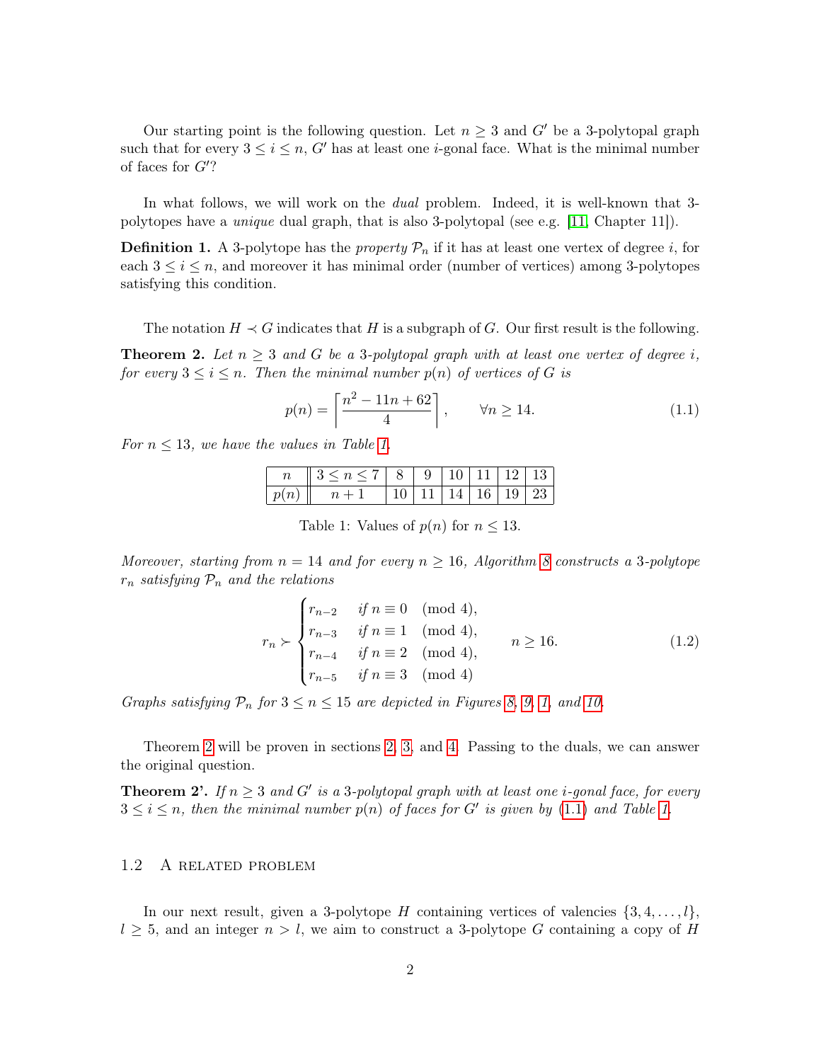Our starting point is the following question. Let $n \geq 3$ and $G'$ be a 3-polytopal graph such that for every $3 \leq i \leq n$, $G'$ has at least one $i$-gonal face. What is the minimal number of faces for $G'$?

In what follows, we will work on the *dual* problem. Indeed, it is well-known that 3-polytopes have a *unique* dual graph, that is also 3-polytopal (see e.g. [11, Chapter 11]).

**Definition 1.** A 3-polytope has the *property* $\mathcal{P}_n$ if it has at least one vertex of degree $i$, for each $3 \leq i \leq n$, and moreover it has minimal order (number of vertices) among 3-polytopes satisfying this condition.

The notation $H \prec G$ indicates that $H$ is a subgraph of $G$. Our first result is the following.

**Theorem 2.** *Let $n \geq 3$ and $G$ be a 3-polytopal graph with at least one vertex of degree $i$, for every $3 \leq i \leq n$. Then the minimal number $p(n)$ of vertices of $G$ is*

$$p(n) = \left\lceil \frac{n^2 - 11n + 62}{4} \right\rceil, \qquad \forall n \geq 14. \tag{1.1}$$

*For $n \leq 13$, we have the values in Table 1.*

| $n$ | $3 \leq n \leq 7$ | 8 | 9 | 10 | 11 | 12 | 13 |
|---|---|---|---|---|---|---|---|
| $p(n)$ | $n+1$ | 10 | 11 | 14 | 16 | 19 | 23 |

Table 1: Values of $p(n)$ for $n \leq 13$.

*Moreover, starting from $n = 14$ and for every $n \geq 16$, Algorithm 8 constructs a 3-polytope $r_n$ satisfying $\mathcal{P}_n$ and the relations*

$$r_n \succ \begin{cases} r_{n-2} & \text{if } n \equiv 0 \pmod 4, \\ r_{n-3} & \text{if } n \equiv 1 \pmod 4, \\ r_{n-4} & \text{if } n \equiv 2 \pmod 4, \\ r_{n-5} & \text{if } n \equiv 3 \pmod 4 \end{cases} \qquad n \geq 16. \tag{1.2}$$

*Graphs satisfying $\mathcal{P}_n$ for $3 \leq n \leq 15$ are depicted in Figures 8, 9, 1, and 10.*

Theorem 2 will be proven in sections 2, 3, and 4. Passing to the duals, we can answer the original question.

**Theorem 2'.** *If $n \geq 3$ and $G'$ is a 3-polytopal graph with at least one $i$-gonal face, for every $3 \leq i \leq n$, then the minimal number $p(n)$ of faces for $G'$ is given by (1.1) and Table 1.*

### 1.2 A related problem

In our next result, given a 3-polytope $H$ containing vertices of valencies $\{3, 4, \ldots, l\}$, $l \geq 5$, and an integer $n > l$, we aim to construct a 3-polytope $G$ containing a copy of $H$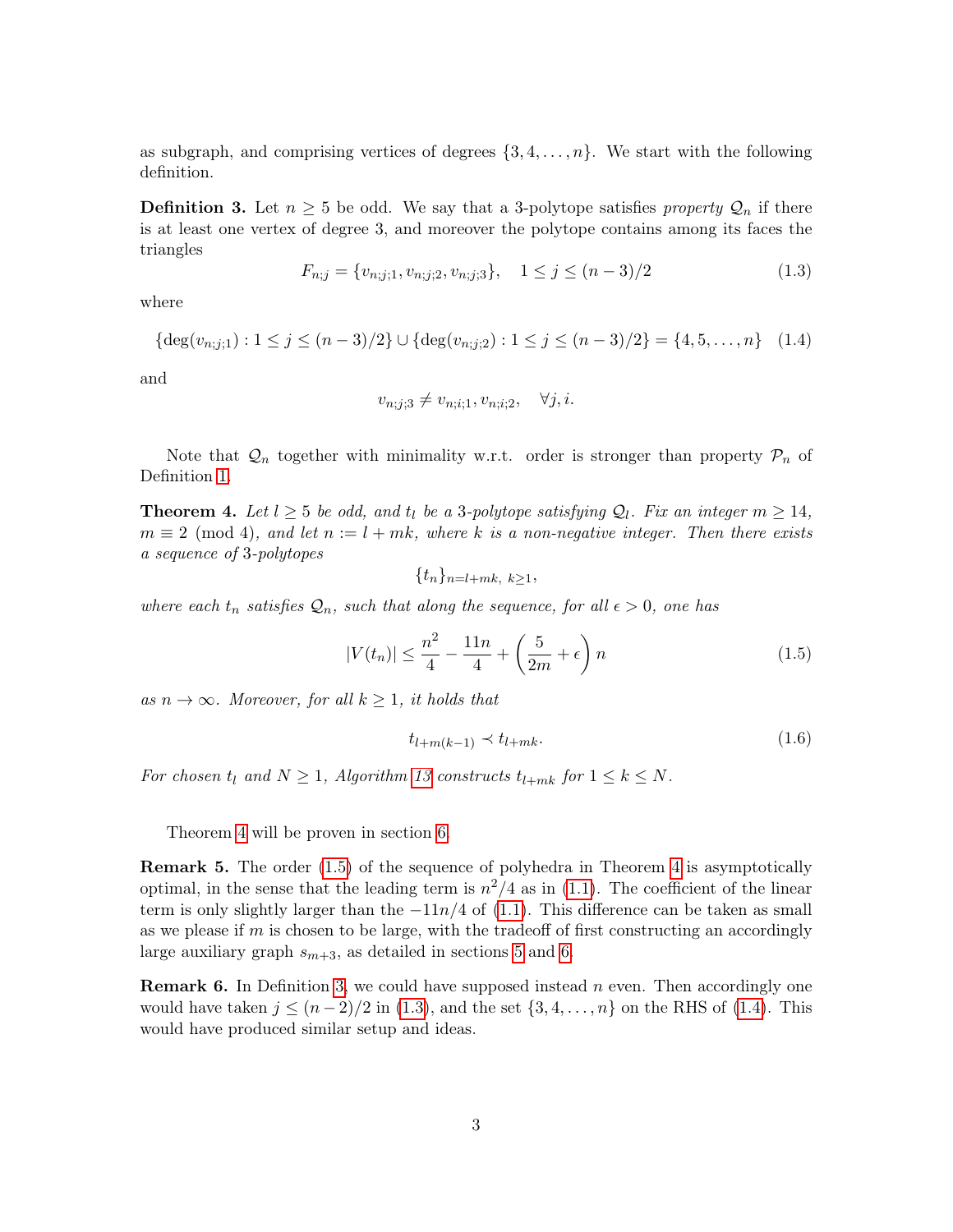as subgraph, and comprising vertices of degrees $\{3, 4, \dots, n\}$. We start with the following definition.

**Definition 3.** Let $n \geq 5$ be odd. We say that a 3-polytope satisfies *property* $\mathcal{Q}_n$ if there is at least one vertex of degree 3, and moreover the polytope contains among its faces the triangles

$$F_{n;j} = \{v_{n;j;1}, v_{n;j;2}, v_{n;j;3}\}, \quad 1 \leq j \leq (n-3)/2 \tag{1.3}$$

where

$$\{\deg(v_{n;j;1}) : 1 \leq j \leq (n-3)/2\} \cup \{\deg(v_{n;j;2}) : 1 \leq j \leq (n-3)/2\} = \{4, 5, \dots, n\} \tag{1.4}$$

and

$$v_{n;j;3} \neq v_{n;i;1}, v_{n;i;2}, \quad \forall j, i.$$

Note that $\mathcal{Q}_n$ together with minimality w.r.t. order is stronger than property $\mathcal{P}_n$ of Definition 1.

**Theorem 4.** *Let $l \geq 5$ be odd, and $t_l$ be a 3-polytope satisfying $\mathcal{Q}_l$. Fix an integer $m \geq 14$, $m \equiv 2 \pmod 4$, and let $n := l + mk$, where $k$ is a non-negative integer. Then there exists a sequence of 3-polytopes*

$$\{t_n\}_{n=l+mk,\ k\geq 1},$$

*where each $t_n$ satisfies $\mathcal{Q}_n$, such that along the sequence, for all $\epsilon > 0$, one has*

$$|V(t_n)| \leq \frac{n^2}{4} - \frac{11n}{4} + \left(\frac{5}{2m} + \epsilon\right) n \tag{1.5}$$

*as $n \to \infty$. Moreover, for all $k \geq 1$, it holds that*

$$t_{l+m(k-1)} \prec t_{l+mk}. \tag{1.6}$$

*For chosen $t_l$ and $N \geq 1$, Algorithm 13 constructs $t_{l+mk}$ for $1 \leq k \leq N$.*

Theorem 4 will be proven in section 6.

**Remark 5.** The order (1.5) of the sequence of polyhedra in Theorem 4 is asymptotically optimal, in the sense that the leading term is $n^2/4$ as in (1.1). The coefficient of the linear term is only slightly larger than the $-11n/4$ of (1.1). This difference can be taken as small as we please if $m$ is chosen to be large, with the tradeoff of first constructing an accordingly large auxiliary graph $s_{m+3}$, as detailed in sections 5 and 6.

**Remark 6.** In Definition 3, we could have supposed instead $n$ even. Then accordingly one would have taken $j \leq (n-2)/2$ in (1.3), and the set $\{3, 4, \dots, n\}$ on the RHS of (1.4). This would have produced similar setup and ideas.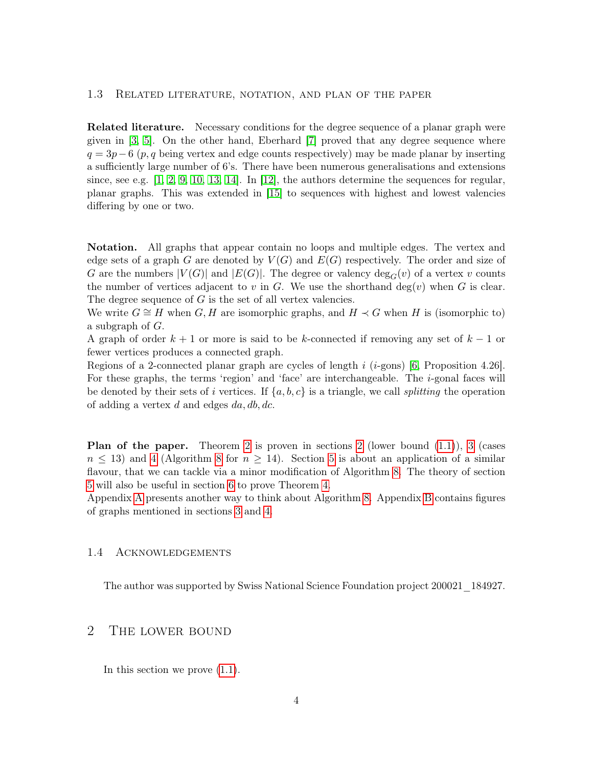### 1.3 Related literature, notation, and plan of the paper

**Related literature.** Necessary conditions for the degree sequence of a planar graph were given in [3, 5]. On the other hand, Eberhard [7] proved that any degree sequence where $q = 3p - 6$ ($p, q$ being vertex and edge counts respectively) may be made planar by inserting a sufficiently large number of 6's. There have been numerous generalisations and extensions since, see e.g. [1, 2, 9, 10, 13, 14]. In [12], the authors determine the sequences for regular, planar graphs. This was extended in [15] to sequences with highest and lowest valencies differing by one or two.

**Notation.** All graphs that appear contain no loops and multiple edges. The vertex and edge sets of a graph $G$ are denoted by $V(G)$ and $E(G)$ respectively. The order and size of $G$ are the numbers $|V(G)|$ and $|E(G)|$. The degree or valency $\deg_G(v)$ of a vertex $v$ counts the number of vertices adjacent to $v$ in $G$. We use the shorthand $\deg(v)$ when $G$ is clear. The degree sequence of $G$ is the set of all vertex valencies.

We write $G \cong H$ when $G, H$ are isomorphic graphs, and $H \prec G$ when $H$ is (isomorphic to) a subgraph of $G$.

A graph of order $k + 1$ or more is said to be $k$-connected if removing any set of $k - 1$ or fewer vertices produces a connected graph.

Regions of a 2-connected planar graph are cycles of length $i$ ($i$-gons) [6, Proposition 4.26]. For these graphs, the terms 'region' and 'face' are interchangeable. The $i$-gonal faces will be denoted by their sets of $i$ vertices. If $\{a, b, c\}$ is a triangle, we call *splitting* the operation of adding a vertex $d$ and edges $da, db, dc$.

**Plan of the paper.** Theorem 2 is proven in sections 2 (lower bound (1.1)), 3 (cases $n \leq 13$) and 4 (Algorithm 8 for $n \geq 14$). Section 5 is about an application of a similar flavour, that we can tackle via a minor modification of Algorithm 8. The theory of section 5 will also be useful in section 6 to prove Theorem 4.

Appendix A presents another way to think about Algorithm 8. Appendix B contains figures of graphs mentioned in sections 3 and 4.

### 1.4 Acknowledgements

The author was supported by Swiss National Science Foundation project 200021_184927.

## 2 The lower bound

In this section we prove (1.1).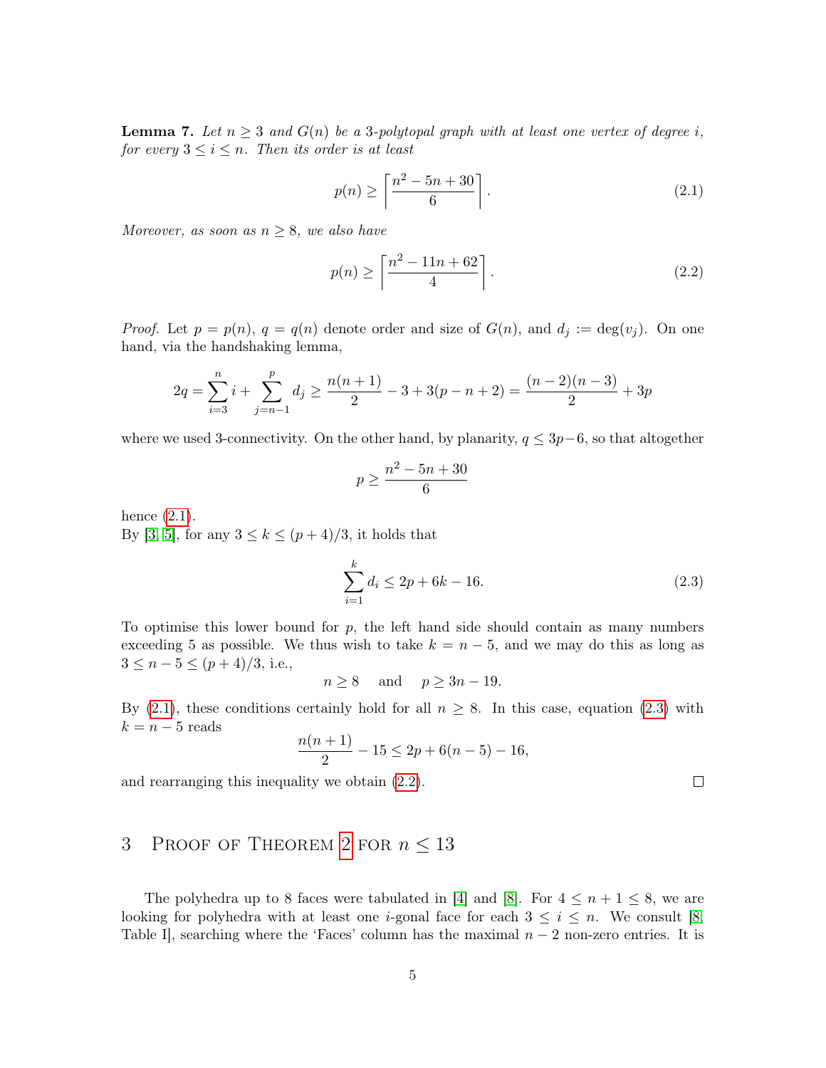**Lemma 7.** *Let $n \geq 3$ and $G(n)$ be a 3-polytopal graph with at least one vertex of degree $i$, for every $3 \leq i \leq n$. Then its order is at least*

$$p(n) \geq \left\lceil \frac{n^2 - 5n + 30}{6} \right\rceil. \tag{2.1}$$

*Moreover, as soon as $n \geq 8$, we also have*

$$p(n) \geq \left\lceil \frac{n^2 - 11n + 62}{4} \right\rceil. \tag{2.2}$$

*Proof.* Let $p = p(n)$, $q = q(n)$ denote order and size of $G(n)$, and $d_j := \deg(v_j)$. On one hand, via the handshaking lemma,

$$2q = \sum_{i=3}^{n} i + \sum_{j=n-1}^{p} d_j \geq \frac{n(n+1)}{2} - 3 + 3(p - n + 2) = \frac{(n-2)(n-3)}{2} + 3p$$

where we used 3-connectivity. On the other hand, by planarity, $q \leq 3p - 6$, so that altogether

$$p \geq \frac{n^2 - 5n + 30}{6}$$

hence (2.1).
By [3, 5], for any $3 \leq k \leq (p+4)/3$, it holds that

$$\sum_{i=1}^{k} d_i \leq 2p + 6k - 16. \tag{2.3}$$

To optimise this lower bound for $p$, the left hand side should contain as many numbers exceeding 5 as possible. We thus wish to take $k = n - 5$, and we may do this as long as $3 \leq n - 5 \leq (p+4)/3$, i.e.,

$$n \geq 8 \quad \text{and} \quad p \geq 3n - 19.$$

By (2.1), these conditions certainly hold for all $n \geq 8$. In this case, equation (2.3) with $k = n - 5$ reads

$$\frac{n(n+1)}{2} - 15 \leq 2p + 6(n-5) - 16,$$

and rearranging this inequality we obtain (2.2). $\square$

## 3 Proof of Theorem 2 for $n \leq 13$

The polyhedra up to 8 faces were tabulated in [4] and [8]. For $4 \leq n + 1 \leq 8$, we are looking for polyhedra with at least one $i$-gonal face for each $3 \leq i \leq n$. We consult [8, Table I], searching where the 'Faces' column has the maximal $n - 2$ non-zero entries. It is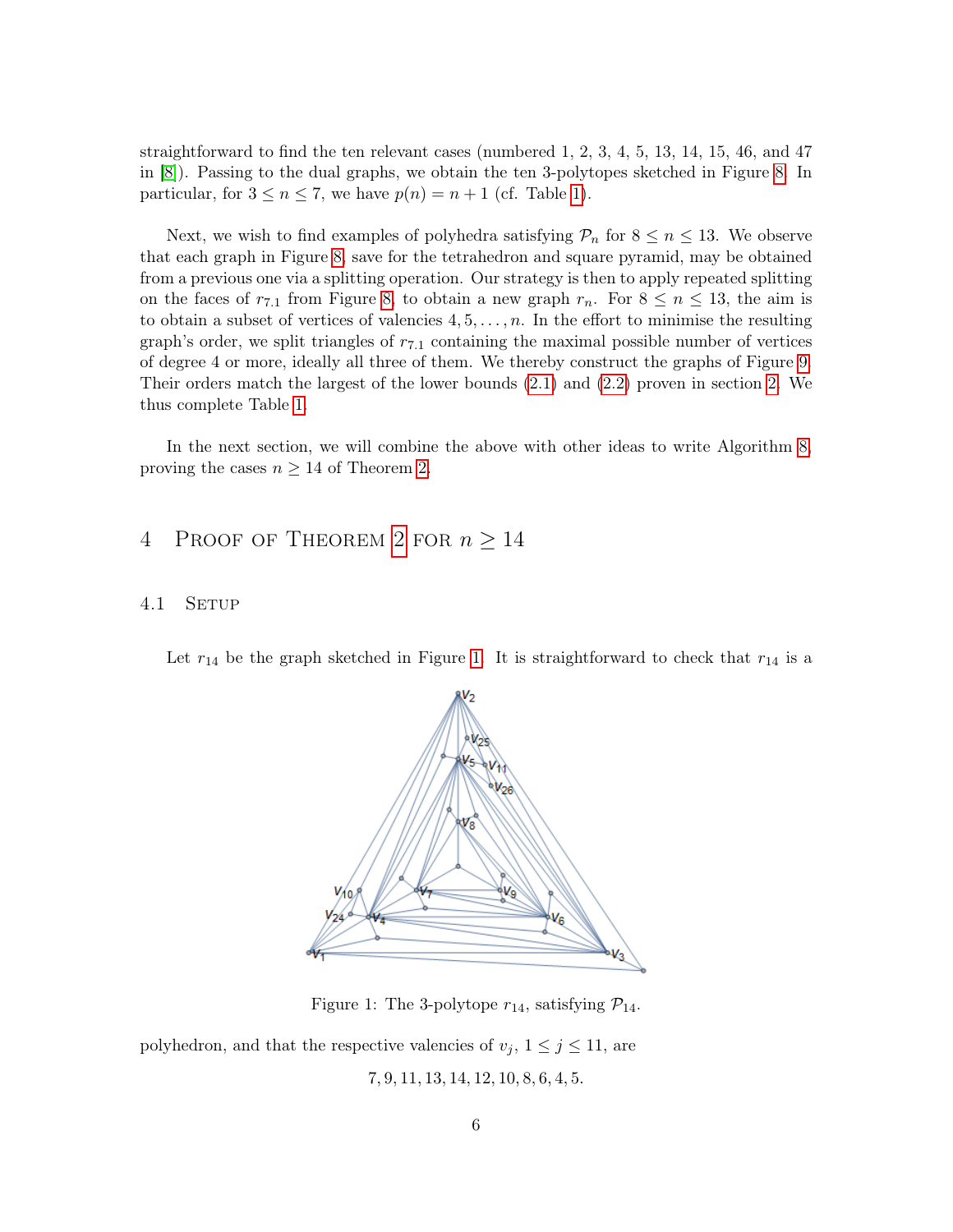straightforward to find the ten relevant cases (numbered 1, 2, 3, 4, 5, 13, 14, 15, 46, and 47 in [8]). Passing to the dual graphs, we obtain the ten 3-polytopes sketched in Figure 8. In particular, for $3 \leq n \leq 7$, we have $p(n) = n + 1$ (cf. Table 1).

Next, we wish to find examples of polyhedra satisfying $\mathcal{P}_n$ for $8 \leq n \leq 13$. We observe that each graph in Figure 8, save for the tetrahedron and square pyramid, may be obtained from a previous one via a splitting operation. Our strategy is then to apply repeated splitting on the faces of $r_{7.1}$ from Figure 8, to obtain a new graph $r_n$. For $8 \leq n \leq 13$, the aim is to obtain a subset of vertices of valencies $4, 5, \ldots, n$. In the effort to minimise the resulting graph's order, we split triangles of $r_{7.1}$ containing the maximal possible number of vertices of degree 4 or more, ideally all three of them. We thereby construct the graphs of Figure 9. Their orders match the largest of the lower bounds (2.1) and (2.2) proven in section 2. We thus complete Table 1.

In the next section, we will combine the above with other ideas to write Algorithm 8, proving the cases $n \geq 14$ of Theorem 2.

## 4 Proof of Theorem 2 for $n \geq 14$

### 4.1 Setup

Let $r_{14}$ be the graph sketched in Figure 1. It is straightforward to check that $r_{14}$ is a

Figure 1: The 3-polytope $r_{14}$, satisfying $\mathcal{P}_{14}$.

polyhedron, and that the respective valencies of $v_j$, $1 \leq j \leq 11$, are

$$7, 9, 11, 13, 14, 12, 10, 8, 6, 4, 5.$$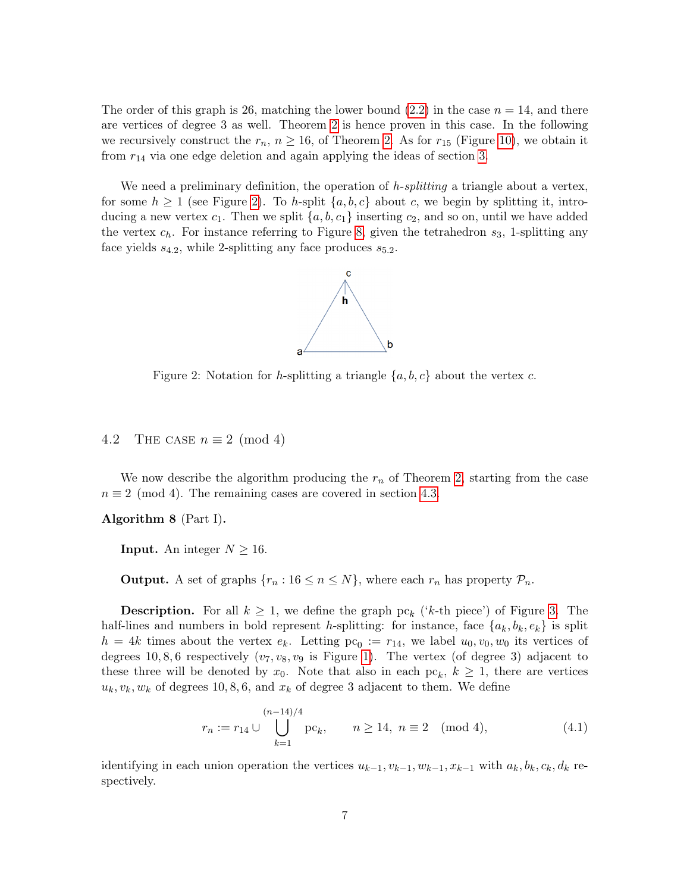The order of this graph is 26, matching the lower bound (2.2) in the case $n = 14$, and there are vertices of degree 3 as well. Theorem 2 is hence proven in this case. In the following we recursively construct the $r_n$, $n \geq 16$, of Theorem 2. As for $r_{15}$ (Figure 10), we obtain it from $r_{14}$ via one edge deletion and again applying the ideas of section 3.

We need a preliminary definition, the operation of *h-splitting* a triangle about a vertex, for some $h \geq 1$ (see Figure 2). To $h$-split $\{a, b, c\}$ about $c$, we begin by splitting it, introducing a new vertex $c_1$. Then we split $\{a, b, c_1\}$ inserting $c_2$, and so on, until we have added the vertex $c_h$. For instance referring to Figure 8, given the tetrahedron $s_3$, 1-splitting any face yields $s_{4.2}$, while 2-splitting any face produces $s_{5.2}$.

Figure 2: Notation for $h$-splitting a triangle $\{a, b, c\}$ about the vertex $c$.

### 4.2 The case $n \equiv 2 \pmod 4$

We now describe the algorithm producing the $r_n$ of Theorem 2, starting from the case $n \equiv 2 \pmod 4$. The remaining cases are covered in section 4.3.

**Algorithm 8** (Part I)**.**

**Input.** An integer $N \geq 16$.

**Output.** A set of graphs $\{r_n : 16 \leq n \leq N\}$, where each $r_n$ has property $\mathcal{P}_n$.

**Description.** For all $k \geq 1$, we define the graph $\mathrm{pc}_k$ ('$k$-th piece') of Figure 3. The half-lines and numbers in bold represent $h$-splitting: for instance, face $\{a_k, b_k, e_k\}$ is split $h = 4k$ times about the vertex $e_k$. Letting $\mathrm{pc}_0 := r_{14}$, we label $u_0, v_0, w_0$ its vertices of degrees $10, 8, 6$ respectively ($v_7, v_8, v_9$ is Figure 1). The vertex (of degree 3) adjacent to these three will be denoted by $x_0$. Note that also in each $\mathrm{pc}_k$, $k \geq 1$, there are vertices $u_k, v_k, w_k$ of degrees $10, 8, 6$, and $x_k$ of degree 3 adjacent to them. We define

$$r_n := r_{14} \cup \bigcup_{k=1}^{(n-14)/4} \mathrm{pc}_k, \qquad n \geq 14,\ n \equiv 2 \pmod 4, \tag{4.1}$$

identifying in each union operation the vertices $u_{k-1}, v_{k-1}, w_{k-1}, x_{k-1}$ with $a_k, b_k, c_k, d_k$ respectively.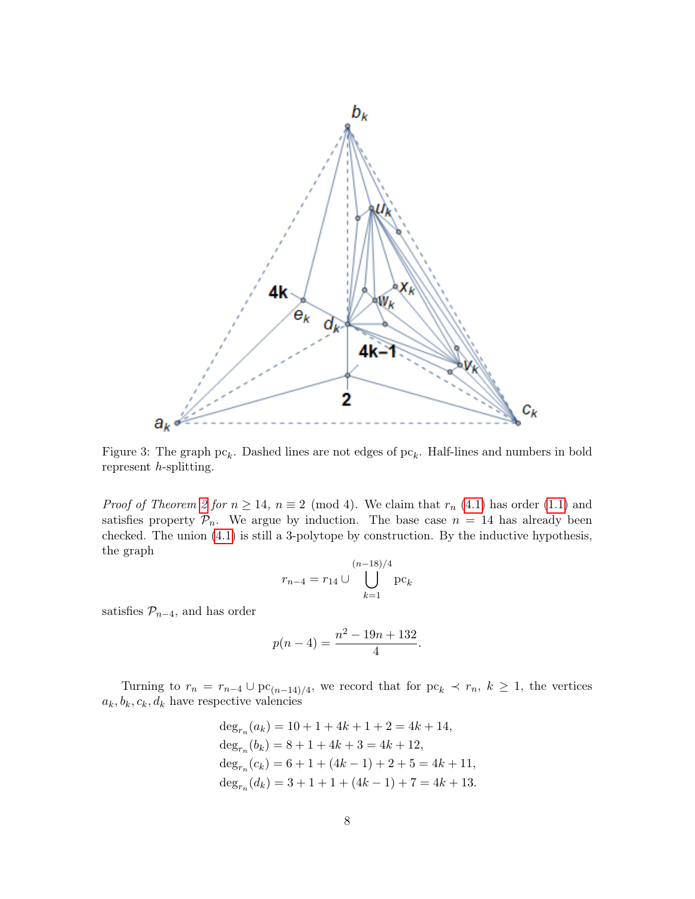Figure 3: The graph $\mathrm{pc}_k$. Dashed lines are not edges of $\mathrm{pc}_k$. Half-lines and numbers in bold represent $h$-splitting.

*Proof of Theorem 2 for $n \geq 14$, $n \equiv 2 \pmod 4$.* We claim that $r_n$ (4.1) has order (1.1) and satisfies property $\mathcal{P}_n$. We argue by induction. The base case $n = 14$ has already been checked. The union (4.1) is still a 3-polytope by construction. By the inductive hypothesis, the graph

$$r_{n-4} = r_{14} \cup \bigcup_{k=1}^{(n-18)/4} \mathrm{pc}_k$$

satisfies $\mathcal{P}_{n-4}$, and has order

$$p(n-4) = \frac{n^2 - 19n + 132}{4}.$$

Turning to $r_n = r_{n-4} \cup \mathrm{pc}_{(n-14)/4}$, we record that for $\mathrm{pc}_k \prec r_n$, $k \geq 1$, the vertices $a_k, b_k, c_k, d_k$ have respective valencies

$$\begin{aligned}
\deg_{r_n}(a_k) &= 10 + 1 + 4k + 1 + 2 = 4k + 14, \\
\deg_{r_n}(b_k) &= 8 + 1 + 4k + 3 = 4k + 12, \\
\deg_{r_n}(c_k) &= 6 + 1 + (4k - 1) + 2 + 5 = 4k + 11, \\
\deg_{r_n}(d_k) &= 3 + 1 + 1 + (4k - 1) + 7 = 4k + 13.
\end{aligned}$$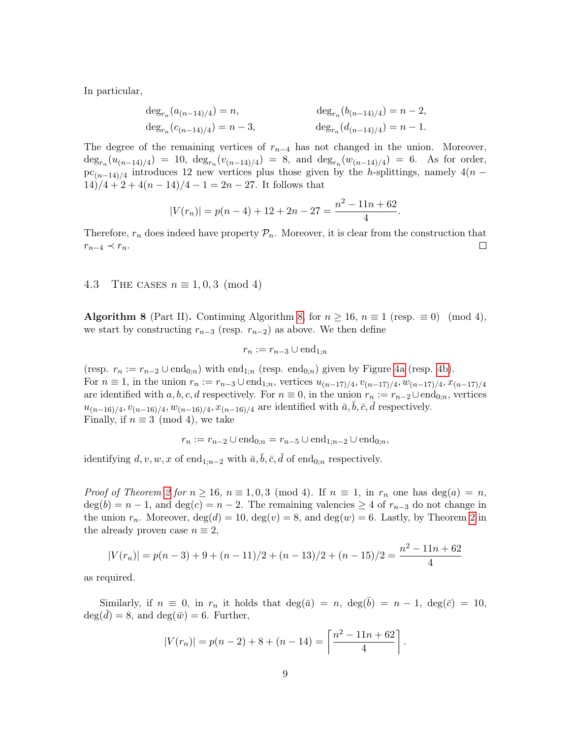In particular,

$$\deg_{r_n}(a_{(n-14)/4}) = n, \qquad \deg_{r_n}(b_{(n-14)/4}) = n-2,$$
$$\deg_{r_n}(c_{(n-14)/4}) = n-3, \qquad \deg_{r_n}(d_{(n-14)/4}) = n-1.$$

The degree of the remaining vertices of $r_{n-4}$ has not changed in the union. Moreover, $\deg_{r_n}(u_{(n-14)/4}) = 10$, $\deg_{r_n}(v_{(n-14)/4}) = 8$, and $\deg_{r_n}(w_{(n-14)/4}) = 6$. As for order, $\mathrm{pc}_{(n-14)/4}$ introduces 12 new vertices plus those given by the $h$-splittings, namely $4(n-14)/4 + 2 + 4(n-14)/4 - 1 = 2n - 27$. It follows that

$$|V(r_n)| = p(n-4) + 12 + 2n - 27 = \frac{n^2 - 11n + 62}{4}.$$

Therefore, $r_n$ does indeed have property $\mathcal{P}_n$. Moreover, it is clear from the construction that $r_{n-4} \prec r_n$. □

### 4.3 The cases $n \equiv 1, 0, 3 \pmod 4$

**Algorithm 8** (Part II)**.** Continuing Algorithm 8, for $n \geq 16$, $n \equiv 1$ (resp. $\equiv 0$) $\pmod 4$, we start by constructing $r_{n-3}$ (resp. $r_{n-2}$) as above. We then define

$$r_n := r_{n-3} \cup \mathrm{end}_{1;n}$$

(resp. $r_n := r_{n-2} \cup \mathrm{end}_{0;n}$) with $\mathrm{end}_{1;n}$ (resp. $\mathrm{end}_{0;n}$) given by Figure 4a (resp. 4b).
For $n \equiv 1$, in the union $r_n := r_{n-3} \cup \mathrm{end}_{1;n}$, vertices $u_{(n-17)/4}, v_{(n-17)/4}, w_{(n-17)/4}, x_{(n-17)/4}$ are identified with $a, b, c, d$ respectively. For $n \equiv 0$, in the union $r_n := r_{n-2} \cup \mathrm{end}_{0;n}$, vertices $u_{(n-16)/4}, v_{(n-16)/4}, w_{(n-16)/4}, x_{(n-16)/4}$ are identified with $\bar{a}, \bar{b}, \bar{c}, \bar{d}$ respectively.
Finally, if $n \equiv 3 \pmod 4$, we take

$$r_n := r_{n-2} \cup \mathrm{end}_{0;n} = r_{n-5} \cup \mathrm{end}_{1;n-2} \cup \mathrm{end}_{0;n},$$

identifying $d, v, w, x$ of $\mathrm{end}_{1;n-2}$ with $\bar{a}, \bar{b}, \bar{c}, \bar{d}$ of $\mathrm{end}_{0;n}$ respectively.

*Proof of Theorem 2 for $n \geq 16$, $n \equiv 1, 0, 3 \pmod 4$.* If $n \equiv 1$, in $r_n$ one has $\deg(a) = n$, $\deg(b) = n-1$, and $\deg(c) = n-2$. The remaining valencies $\geq 4$ of $r_{n-3}$ do not change in the union $r_n$. Moreover, $\deg(d) = 10$, $\deg(v) = 8$, and $\deg(w) = 6$. Lastly, by Theorem 2 in the already proven case $n \equiv 2$,

$$|V(r_n)| = p(n-3) + 9 + (n-11)/2 + (n-13)/2 + (n-15)/2 = \frac{n^2 - 11n + 62}{4}$$

as required.

Similarly, if $n \equiv 0$, in $r_n$ it holds that $\deg(\bar{a}) = n$, $\deg(\bar{b}) = n-1$, $\deg(\bar{c}) = 10$, $\deg(\bar{d}) = 8$, and $\deg(\bar{w}) = 6$. Further,

$$|V(r_n)| = p(n-2) + 8 + (n-14) = \left\lceil \frac{n^2 - 11n + 62}{4} \right\rceil.$$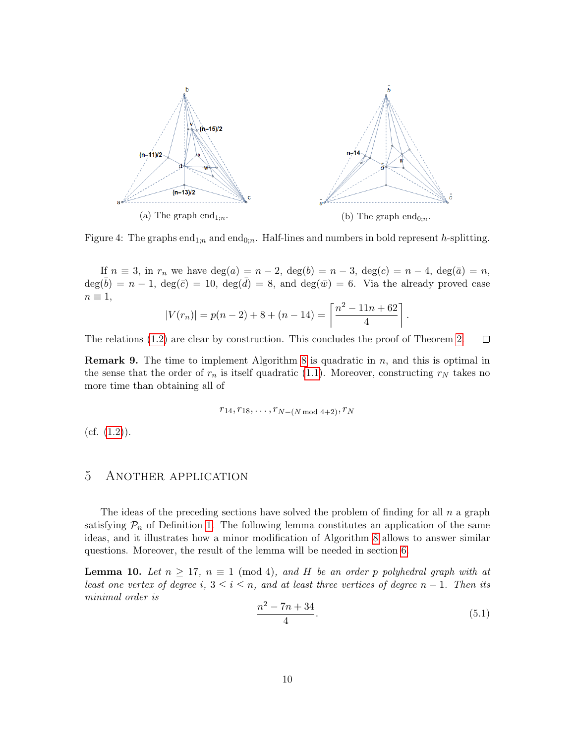(a) The graph $\mathrm{end}_{1;n}$.

(b) The graph $\mathrm{end}_{0;n}$.

Figure 4: The graphs $\mathrm{end}_{1;n}$ and $\mathrm{end}_{0;n}$. Half-lines and numbers in bold represent $h$-splitting.

If $n \equiv 3$, in $r_n$ we have $\deg(a) = n-2$, $\deg(b) = n-3$, $\deg(c) = n-4$, $\deg(\bar{a}) = n$, $\deg(\bar{b}) = n-1$, $\deg(\bar{c}) = 10$, $\deg(\bar{d}) = 8$, and $\deg(\bar{w}) = 6$. Via the already proved case $n \equiv 1$,

$$|V(r_n)| = p(n-2) + 8 + (n-14) = \left\lceil \frac{n^2 - 11n + 62}{4} \right\rceil.$$

The relations (1.2) are clear by construction. This concludes the proof of Theorem 2. □

**Remark 9.** The time to implement Algorithm 8 is quadratic in $n$, and this is optimal in the sense that the order of $r_n$ is itself quadratic (1.1). Moreover, constructing $r_N$ takes no more time than obtaining all of

$$r_{14}, r_{18}, \ldots, r_{N-(N \bmod 4+2)}, r_N$$

(cf. (1.2)).

## 5 Another application

The ideas of the preceding sections have solved the problem of finding for all $n$ a graph satisfying $\mathcal{P}_n$ of Definition 1. The following lemma constitutes an application of the same ideas, and it illustrates how a minor modification of Algorithm 8 allows to answer similar questions. Moreover, the result of the lemma will be needed in section 6.

**Lemma 10.** *Let $n \geq 17$, $n \equiv 1 \pmod 4$, and $H$ be an order $p$ polyhedral graph with at least one vertex of degree $i$, $3 \leq i \leq n$, and at least three vertices of degree $n-1$. Then its minimal order is*

$$\frac{n^2 - 7n + 34}{4}. \tag{5.1}$$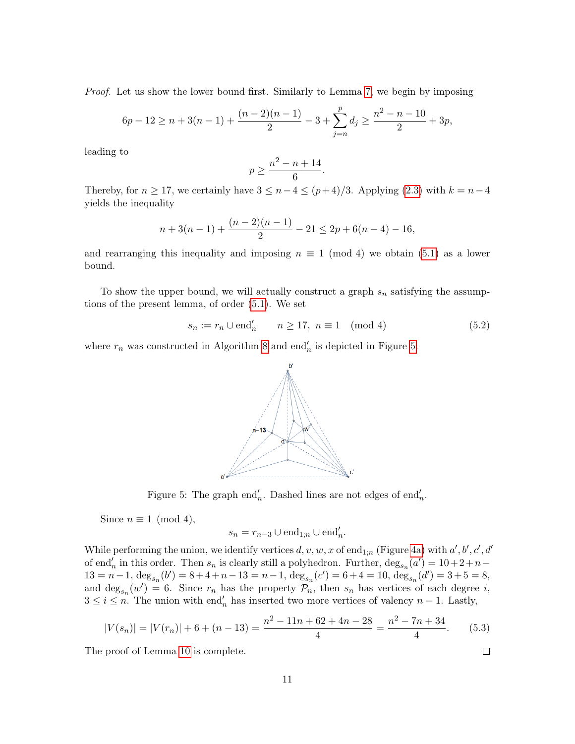*Proof.* Let us show the lower bound first. Similarly to Lemma 7, we begin by imposing

$$6p - 12 \geq n + 3(n-1) + \frac{(n-2)(n-1)}{2} - 3 + \sum_{j=n}^{p} d_j \geq \frac{n^2 - n - 10}{2} + 3p,$$

leading to

$$p \geq \frac{n^2 - n + 14}{6}.$$

Thereby, for $n \geq 17$, we certainly have $3 \leq n - 4 \leq (p+4)/3$. Applying (2.3) with $k = n - 4$ yields the inequality

$$n + 3(n-1) + \frac{(n-2)(n-1)}{2} - 21 \leq 2p + 6(n-4) - 16,$$

and rearranging this inequality and imposing $n \equiv 1 \pmod 4$ we obtain (5.1) as a lower bound.

To show the upper bound, we will actually construct a graph $s_n$ satisfying the assumptions of the present lemma, of order (5.1). We set

$$s_n := r_n \cup \mathrm{end}'_n \qquad n \geq 17,\ n \equiv 1 \pmod 4 \tag{5.2}$$

where $r_n$ was constructed in Algorithm 8 and $\mathrm{end}'_n$ is depicted in Figure 5.

Figure 5: The graph $\mathrm{end}'_n$. Dashed lines are not edges of $\mathrm{end}'_n$.

Since $n \equiv 1 \pmod 4$,

$$s_n = r_{n-3} \cup \mathrm{end}_{1;n} \cup \mathrm{end}'_n.$$

While performing the union, we identify vertices $d, v, w, x$ of $\mathrm{end}_{1;n}$ (Figure 4a) with $a', b', c', d'$ of $\mathrm{end}'_n$ in this order. Then $s_n$ is clearly still a polyhedron. Further, $\deg_{s_n}(a') = 10 + 2 + n - 13 = n - 1$, $\deg_{s_n}(b') = 8 + 4 + n - 13 = n - 1$, $\deg_{s_n}(c') = 6 + 4 = 10$, $\deg_{s_n}(d') = 3 + 5 = 8$, and $\deg_{s_n}(w') = 6$. Since $r_n$ has the property $\mathcal{P}_n$, then $s_n$ has vertices of each degree $i$, $3 \leq i \leq n$. The union with $\mathrm{end}'_n$ has inserted two more vertices of valency $n - 1$. Lastly,

$$|V(s_n)| = |V(r_n)| + 6 + (n - 13) = \frac{n^2 - 11n + 62 + 4n - 28}{4} = \frac{n^2 - 7n + 34}{4}. \tag{5.3}$$

The proof of Lemma 10 is complete. $\square$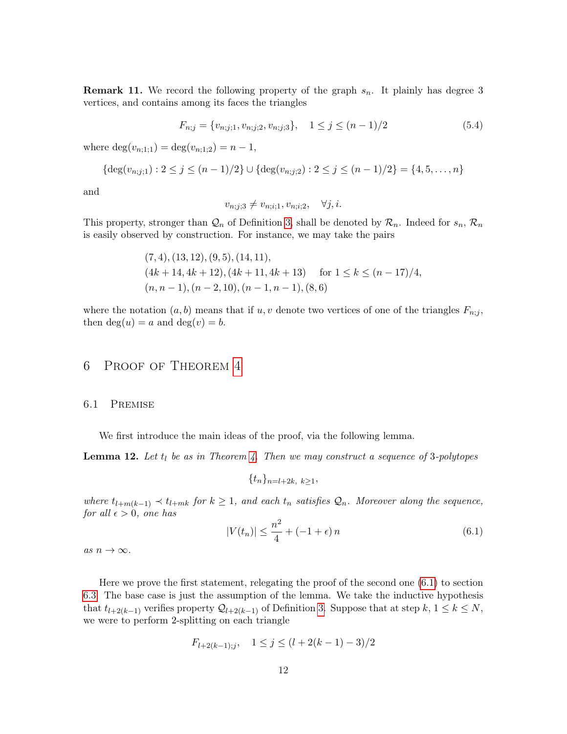**Remark 11.** We record the following property of the graph $s_n$. It plainly has degree 3 vertices, and contains among its faces the triangles

$$F_{n;j} = \{v_{n;j;1}, v_{n;j;2}, v_{n;j;3}\}, \quad 1 \le j \le (n-1)/2 \tag{5.4}$$

where $\deg(v_{n;1;1}) = \deg(v_{n;1;2}) = n-1$,

$$\{\deg(v_{n;j;1}) : 2 \le j \le (n-1)/2\} \cup \{\deg(v_{n;j;2}) : 2 \le j \le (n-1)/2\} = \{4, 5, \dots, n\}$$

and

$$v_{n;j;3} \ne v_{n;i;1}, v_{n;i;2}, \quad \forall j, i.$$

This property, stronger than $\mathcal{Q}_n$ of Definition 3, shall be denoted by $\mathcal{R}_n$. Indeed for $s_n$, $\mathcal{R}_n$ is easily observed by construction. For instance, we may take the pairs

$$\begin{aligned}
&(7,4), (13,12), (9,5), (14,11),\\
&(4k+14, 4k+12), (4k+11, 4k+13) \quad \text{ for } 1 \le k \le (n-17)/4,\\
&(n, n-1), (n-2, 10), (n-1, n-1), (8,6)
\end{aligned}$$

where the notation $(a, b)$ means that if $u, v$ denote two vertices of one of the triangles $F_{n;j}$, then $\deg(u) = a$ and $\deg(v) = b$.

# 6 Proof of Theorem 4

## 6.1 Premise

We first introduce the main ideas of the proof, via the following lemma.

**Lemma 12.** *Let $t_l$ be as in Theorem 4. Then we may construct a sequence of 3-polytopes*

$$\{t_n\}_{n=l+2k,\ k\ge 1},$$

*where $t_{l+m(k-1)} \prec t_{l+mk}$ for $k \ge 1$, and each $t_n$ satisfies $\mathcal{Q}_n$. Moreover along the sequence, for all $\epsilon > 0$, one has*

$$|V(t_n)| \le \frac{n^2}{4} + (-1+\epsilon)\, n \tag{6.1}$$

*as $n \to \infty$.*

Here we prove the first statement, relegating the proof of the second one (6.1) to section 6.3. The base case is just the assumption of the lemma. We take the inductive hypothesis that $t_{l+2(k-1)}$ verifies property $\mathcal{Q}_{l+2(k-1)}$ of Definition 3. Suppose that at step $k$, $1 \le k \le N$, we were to perform 2-splitting on each triangle

$$F_{l+2(k-1);j}, \quad 1 \le j \le (l+2(k-1)-3)/2$$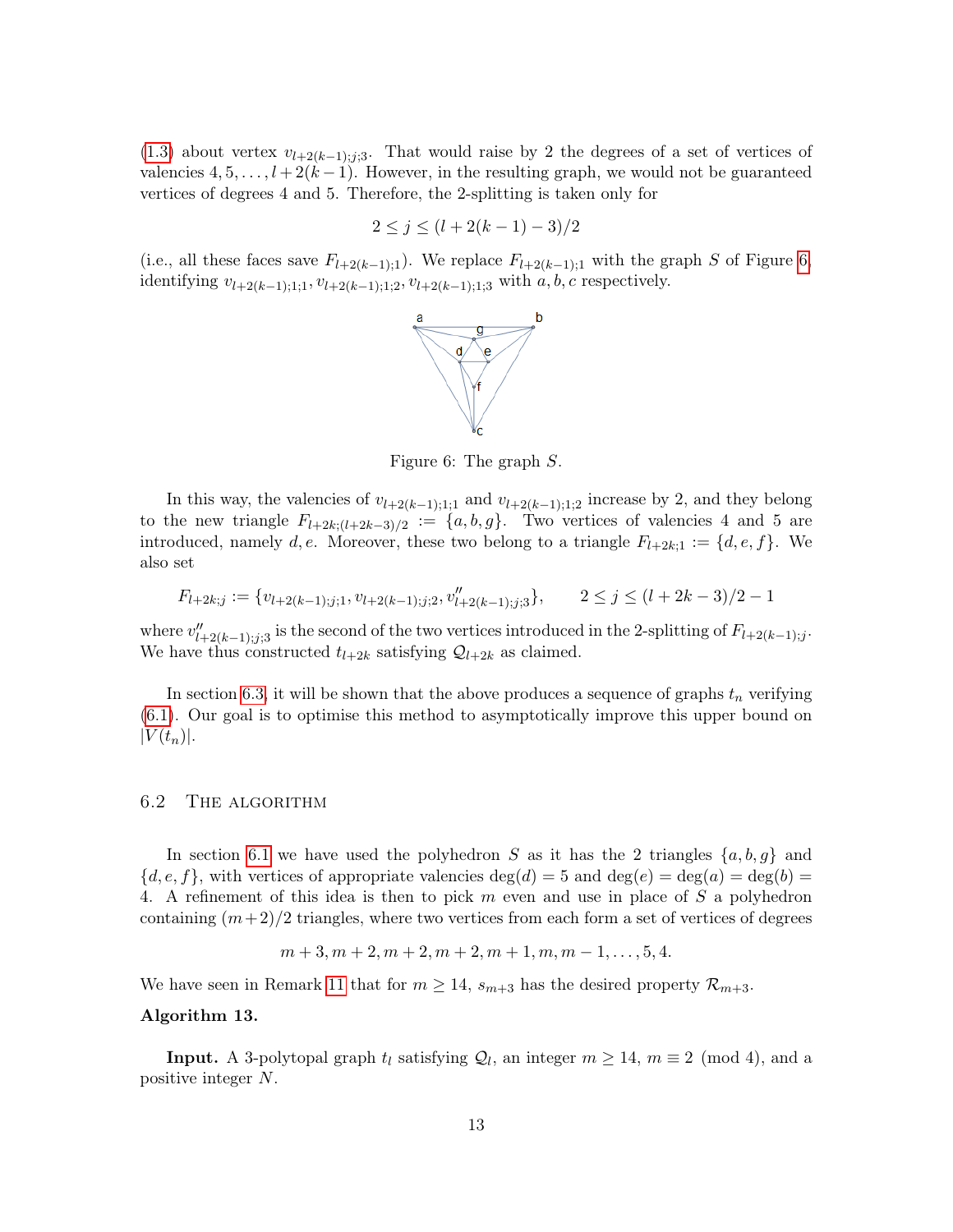(1.3) about vertex $v_{l+2(k-1);j;3}$. That would raise by 2 the degrees of a set of vertices of valencies $4, 5, \ldots, l+2(k-1)$. However, in the resulting graph, we would not be guaranteed vertices of degrees 4 and 5. Therefore, the 2-splitting is taken only for

$$2 \leq j \leq (l + 2(k-1) - 3)/2$$

(i.e., all these faces save $F_{l+2(k-1);1}$). We replace $F_{l+2(k-1);1}$ with the graph $S$ of Figure 6, identifying $v_{l+2(k-1);1;1}, v_{l+2(k-1);1;2}, v_{l+2(k-1);1;3}$ with $a, b, c$ respectively.

Figure 6: The graph $S$.

In this way, the valencies of $v_{l+2(k-1);1;1}$ and $v_{l+2(k-1);1;2}$ increase by 2, and they belong to the new triangle $F_{l+2k;(l+2k-3)/2} := \{a, b, g\}$. Two vertices of valencies 4 and 5 are introduced, namely $d, e$. Moreover, these two belong to a triangle $F_{l+2k;1} := \{d, e, f\}$. We also set

$$F_{l+2k;j} := \{v_{l+2(k-1);j;1}, v_{l+2(k-1);j;2}, v''_{l+2(k-1);j;3}\}, \qquad 2 \leq j \leq (l + 2k - 3)/2 - 1$$

where $v''_{l+2(k-1);j;3}$ is the second of the two vertices introduced in the 2-splitting of $F_{l+2(k-1);j}$. We have thus constructed $t_{l+2k}$ satisfying $\mathcal{Q}_{l+2k}$ as claimed.

In section 6.3, it will be shown that the above produces a sequence of graphs $t_n$ verifying (6.1). Our goal is to optimise this method to asymptotically improve this upper bound on $|V(t_n)|$.

## 6.2 The algorithm

In section 6.1 we have used the polyhedron $S$ as it has the 2 triangles $\{a, b, g\}$ and $\{d, e, f\}$, with vertices of appropriate valencies $\deg(d) = 5$ and $\deg(e) = \deg(a) = \deg(b) = 4$. A refinement of this idea is then to pick $m$ even and use in place of $S$ a polyhedron containing $(m+2)/2$ triangles, where two vertices from each form a set of vertices of degrees

$$m+3, m+2, m+2, m+2, m+1, m, m-1, \ldots, 5, 4.$$

We have seen in Remark 11 that for $m \geq 14$, $s_{m+3}$ has the desired property $\mathcal{R}_{m+3}$.

**Algorithm 13.**

**Input.** A 3-polytopal graph $t_l$ satisfying $\mathcal{Q}_l$, an integer $m \geq 14$, $m \equiv 2 \pmod 4$, and a positive integer $N$.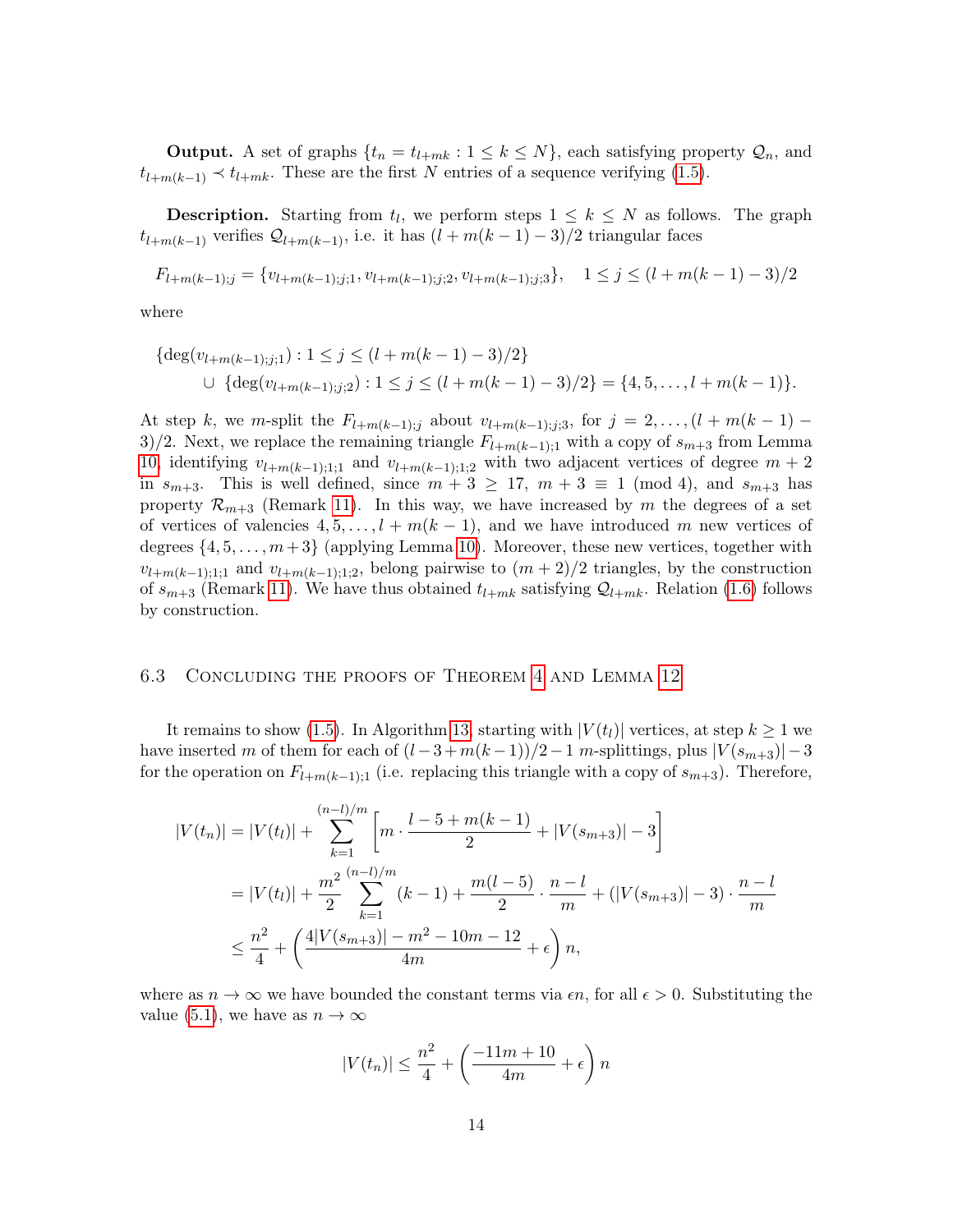**Output.** A set of graphs $\{t_n = t_{l+mk} : 1 \leq k \leq N\}$, each satisfying property $\mathcal{Q}_n$, and $t_{l+m(k-1)} \prec t_{l+mk}$. These are the first $N$ entries of a sequence verifying (1.5).

**Description.** Starting from $t_l$, we perform steps $1 \leq k \leq N$ as follows. The graph $t_{l+m(k-1)}$ verifies $\mathcal{Q}_{l+m(k-1)}$, i.e. it has $(l + m(k-1) - 3)/2$ triangular faces

$$F_{l+m(k-1);j} = \{v_{l+m(k-1);j;1}, v_{l+m(k-1);j;2}, v_{l+m(k-1);j;3}\}, \quad 1 \leq j \leq (l + m(k-1) - 3)/2$$

where

$$\begin{aligned}\{\deg(v_{l+m(k-1);j;1}) &: 1 \leq j \leq (l + m(k-1) - 3)/2\} \\ \cup \ \{\deg(v_{l+m(k-1);j;2}) &: 1 \leq j \leq (l + m(k-1) - 3)/2\} = \{4, 5, \ldots, l + m(k-1)\}.\end{aligned}$$

At step $k$, we $m$-split the $F_{l+m(k-1);j}$ about $v_{l+m(k-1);j;3}$, for $j = 2, \ldots, (l + m(k-1) - 3)/2$. Next, we replace the remaining triangle $F_{l+m(k-1);1}$ with a copy of $s_{m+3}$ from Lemma 10, identifying $v_{l+m(k-1);1;1}$ and $v_{l+m(k-1);1;2}$ with two adjacent vertices of degree $m+2$ in $s_{m+3}$. This is well defined, since $m + 3 \geq 17$, $m + 3 \equiv 1 \pmod 4$, and $s_{m+3}$ has property $\mathcal{R}_{m+3}$ (Remark 11). In this way, we have increased by $m$ the degrees of a set of vertices of valencies $4, 5, \ldots, l + m(k-1)$, and we have introduced $m$ new vertices of degrees $\{4, 5, \ldots, m+3\}$ (applying Lemma 10). Moreover, these new vertices, together with $v_{l+m(k-1);1;1}$ and $v_{l+m(k-1);1;2}$, belong pairwise to $(m+2)/2$ triangles, by the construction of $s_{m+3}$ (Remark 11). We have thus obtained $t_{l+mk}$ satisfying $\mathcal{Q}_{l+mk}$. Relation (1.6) follows by construction.

## 6.3 Concluding the proofs of Theorem 4 and Lemma 12

It remains to show (1.5). In Algorithm 13, starting with $|V(t_l)|$ vertices, at step $k \geq 1$ we have inserted $m$ of them for each of $(l-3+m(k-1))/2-1$ $m$-splittings, plus $|V(s_{m+3})|-3$ for the operation on $F_{l+m(k-1);1}$ (i.e. replacing this triangle with a copy of $s_{m+3}$). Therefore,

$$\begin{aligned}|V(t_n)| &= |V(t_l)| + \sum_{k=1}^{(n-l)/m} \left[ m \cdot \frac{l - 5 + m(k-1)}{2} + |V(s_{m+3})| - 3 \right] \\ &= |V(t_l)| + \frac{m^2}{2} \sum_{k=1}^{(n-l)/m} (k-1) + \frac{m(l-5)}{2} \cdot \frac{n-l}{m} + (|V(s_{m+3})| - 3) \cdot \frac{n-l}{m} \\ &\leq \frac{n^2}{4} + \left( \frac{4|V(s_{m+3})| - m^2 - 10m - 12}{4m} + \epsilon \right) n,\end{aligned}$$

where as $n \to \infty$ we have bounded the constant terms via $\epsilon n$, for all $\epsilon > 0$. Substituting the value (5.1), we have as $n \to \infty$

$$|V(t_n)| \leq \frac{n^2}{4} + \left( \frac{-11m + 10}{4m} + \epsilon \right) n$$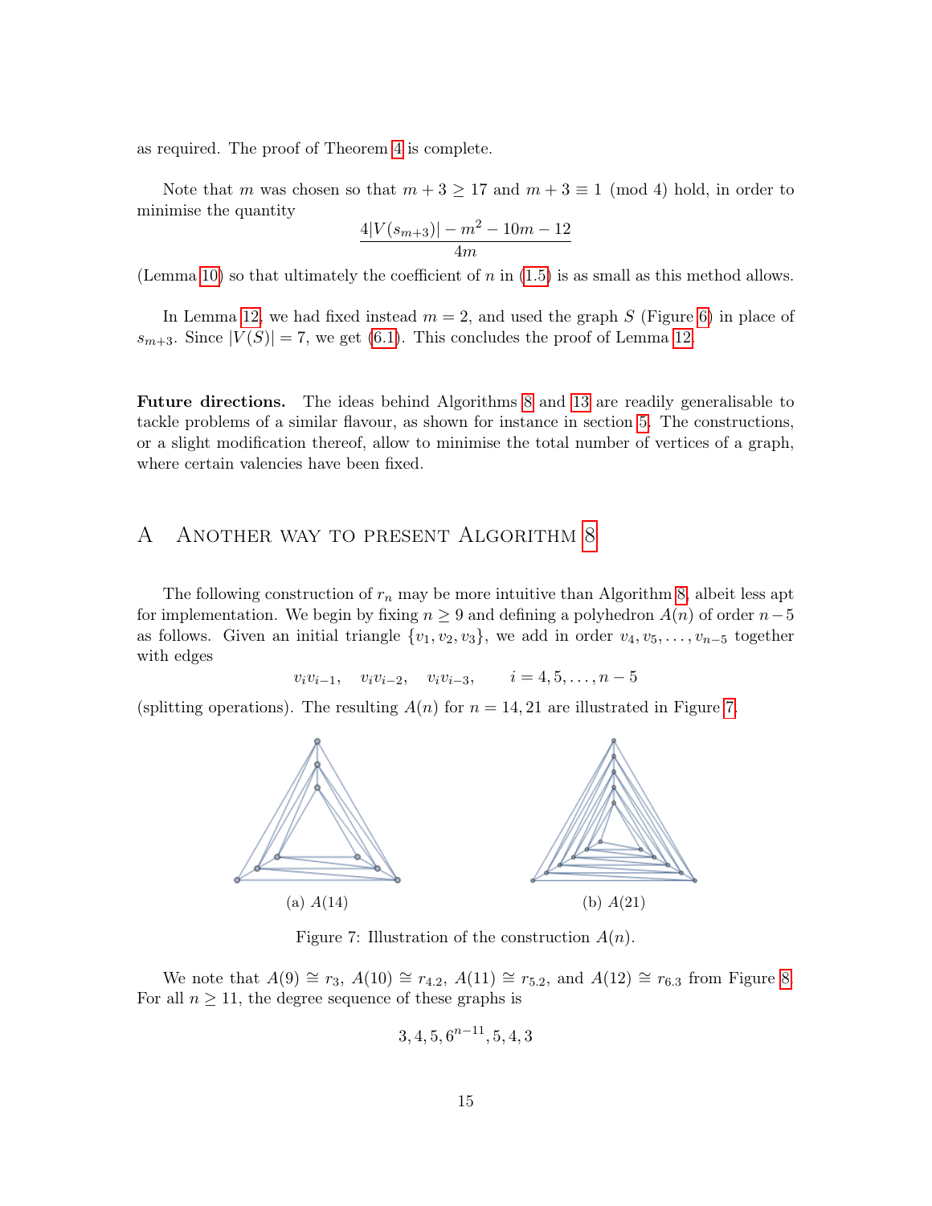as required. The proof of Theorem 4 is complete.

Note that $m$ was chosen so that $m + 3 \geq 17$ and $m + 3 \equiv 1 \pmod 4$ hold, in order to minimise the quantity

$$\frac{4|V(s_{m+3})| - m^2 - 10m - 12}{4m}$$

(Lemma 10) so that ultimately the coefficient of $n$ in (1.5) is as small as this method allows.

In Lemma 12, we had fixed instead $m = 2$, and used the graph $S$ (Figure 6) in place of $s_{m+3}$. Since $|V(S)| = 7$, we get (6.1). This concludes the proof of Lemma 12.

**Future directions.** The ideas behind Algorithms 8 and 13 are readily generalisable to tackle problems of a similar flavour, as shown for instance in section 5. The constructions, or a slight modification thereof, allow to minimise the total number of vertices of a graph, where certain valencies have been fixed.

# A Another way to present Algorithm 8

The following construction of $r_n$ may be more intuitive than Algorithm 8, albeit less apt for implementation. We begin by fixing $n \geq 9$ and defining a polyhedron $A(n)$ of order $n-5$ as follows. Given an initial triangle $\{v_1, v_2, v_3\}$, we add in order $v_4, v_5, \ldots, v_{n-5}$ together with edges

$$v_i v_{i-1}, \quad v_i v_{i-2}, \quad v_i v_{i-3}, \qquad i = 4, 5, \ldots, n-5$$

(splitting operations). The resulting $A(n)$ for $n = 14, 21$ are illustrated in Figure 7.

(a) $A(14)$

(b) $A(21)$

Figure 7: Illustration of the construction $A(n)$.

We note that $A(9) \cong r_3$, $A(10) \cong r_{4.2}$, $A(11) \cong r_{5.2}$, and $A(12) \cong r_{6.3}$ from Figure 8. For all $n \geq 11$, the degree sequence of these graphs is

$$3, 4, 5, 6^{n-11}, 5, 4, 3$$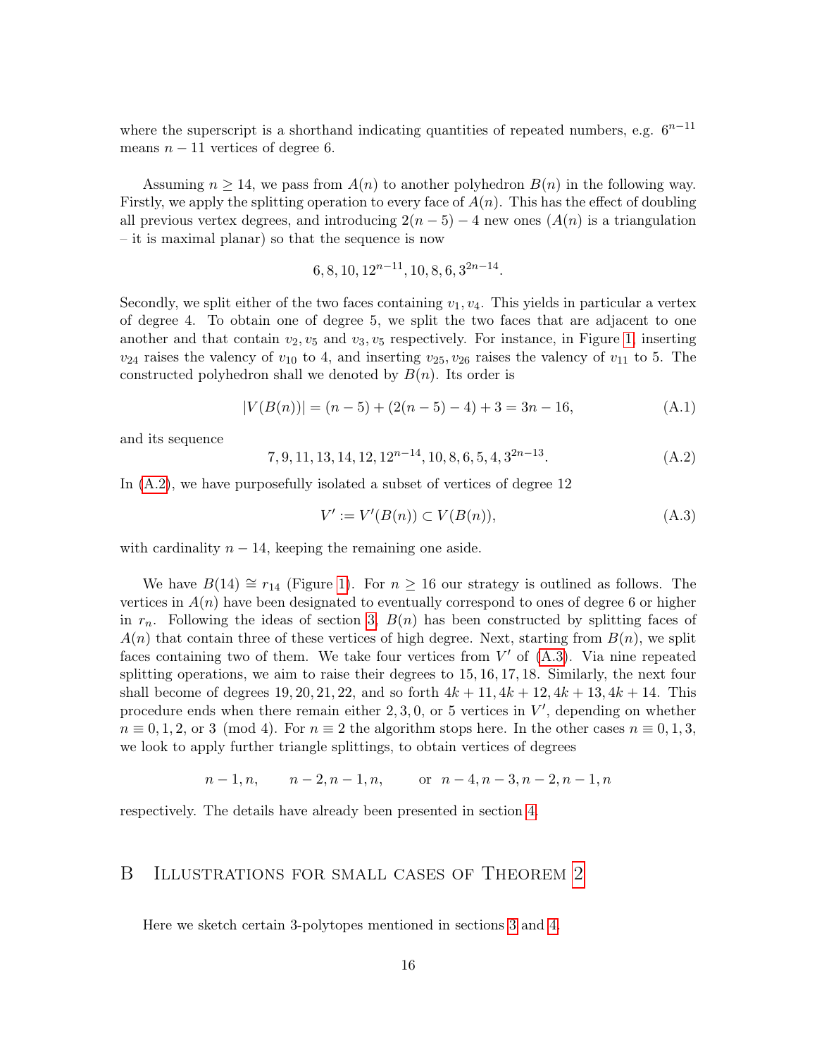where the superscript is a shorthand indicating quantities of repeated numbers, e.g. $6^{n-11}$ means $n-11$ vertices of degree 6.

Assuming $n \geq 14$, we pass from $A(n)$ to another polyhedron $B(n)$ in the following way. Firstly, we apply the splitting operation to every face of $A(n)$. This has the effect of doubling all previous vertex degrees, and introducing $2(n-5)-4$ new ones ($A(n)$ is a triangulation – it is maximal planar) so that the sequence is now

$$6, 8, 10, 12^{n-11}, 10, 8, 6, 3^{2n-14}.$$

Secondly, we split either of the two faces containing $v_1, v_4$. This yields in particular a vertex of degree 4. To obtain one of degree 5, we split the two faces that are adjacent to one another and that contain $v_2, v_5$ and $v_3, v_5$ respectively. For instance, in Figure 1, inserting $v_{24}$ raises the valency of $v_{10}$ to 4, and inserting $v_{25}, v_{26}$ raises the valency of $v_{11}$ to 5. The constructed polyhedron shall we denoted by $B(n)$. Its order is

$$|V(B(n))| = (n-5) + (2(n-5)-4) + 3 = 3n - 16, \tag{A.1}$$

and its sequence

$$7, 9, 11, 13, 14, 12, 12^{n-14}, 10, 8, 6, 5, 4, 3^{2n-13}. \tag{A.2}$$

In (A.2), we have purposefully isolated a subset of vertices of degree 12

$$V' := V'(B(n)) \subset V(B(n)), \tag{A.3}$$

with cardinality $n-14$, keeping the remaining one aside.

We have $B(14) \cong r_{14}$ (Figure 1). For $n \geq 16$ our strategy is outlined as follows. The vertices in $A(n)$ have been designated to eventually correspond to ones of degree 6 or higher in $r_n$. Following the ideas of section 3, $B(n)$ has been constructed by splitting faces of $A(n)$ that contain three of these vertices of high degree. Next, starting from $B(n)$, we split faces containing two of them. We take four vertices from $V'$ of (A.3). Via nine repeated splitting operations, we aim to raise their degrees to $15, 16, 17, 18$. Similarly, the next four shall become of degrees $19, 20, 21, 22$, and so forth $4k+11, 4k+12, 4k+13, 4k+14$. This procedure ends when there remain either $2, 3, 0$, or $5$ vertices in $V'$, depending on whether $n \equiv 0, 1, 2$, or $3 \pmod 4$. For $n \equiv 2$ the algorithm stops here. In the other cases $n \equiv 0, 1, 3$, we look to apply further triangle splittings, to obtain vertices of degrees

$$n-1, n, \qquad n-2, n-1, n, \qquad \text{or} \;\; n-4, n-3, n-2, n-1, n$$

respectively. The details have already been presented in section 4.

## B Illustrations for small cases of Theorem 2

Here we sketch certain 3-polytopes mentioned in sections 3 and 4.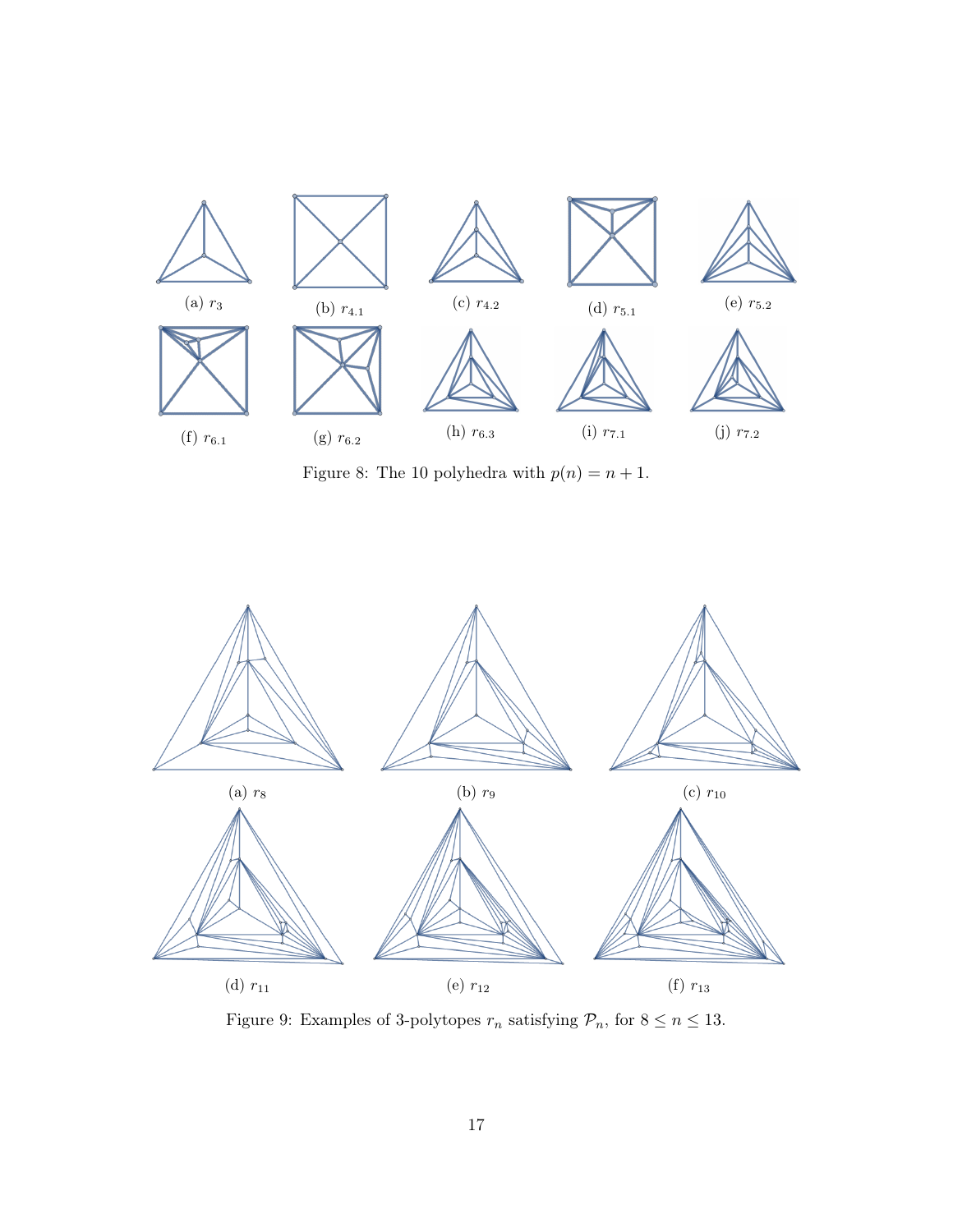(a) $r_3$

(b) $r_{4.1}$

(c) $r_{4.2}$

(d) $r_{5.1}$

(e) $r_{5.2}$

(f) $r_{6.1}$

(g) $r_{6.2}$

(h) $r_{6.3}$

(i) $r_{7.1}$

(j) $r_{7.2}$

Figure 8: The 10 polyhedra with $p(n) = n + 1$.

(a) $r_8$

(b) $r_9$

(c) $r_{10}$

(d) $r_{11}$

(e) $r_{12}$

(f) $r_{13}$

Figure 9: Examples of 3-polytopes $r_n$ satisfying $\mathcal{P}_n$, for $8 \leq n \leq 13$.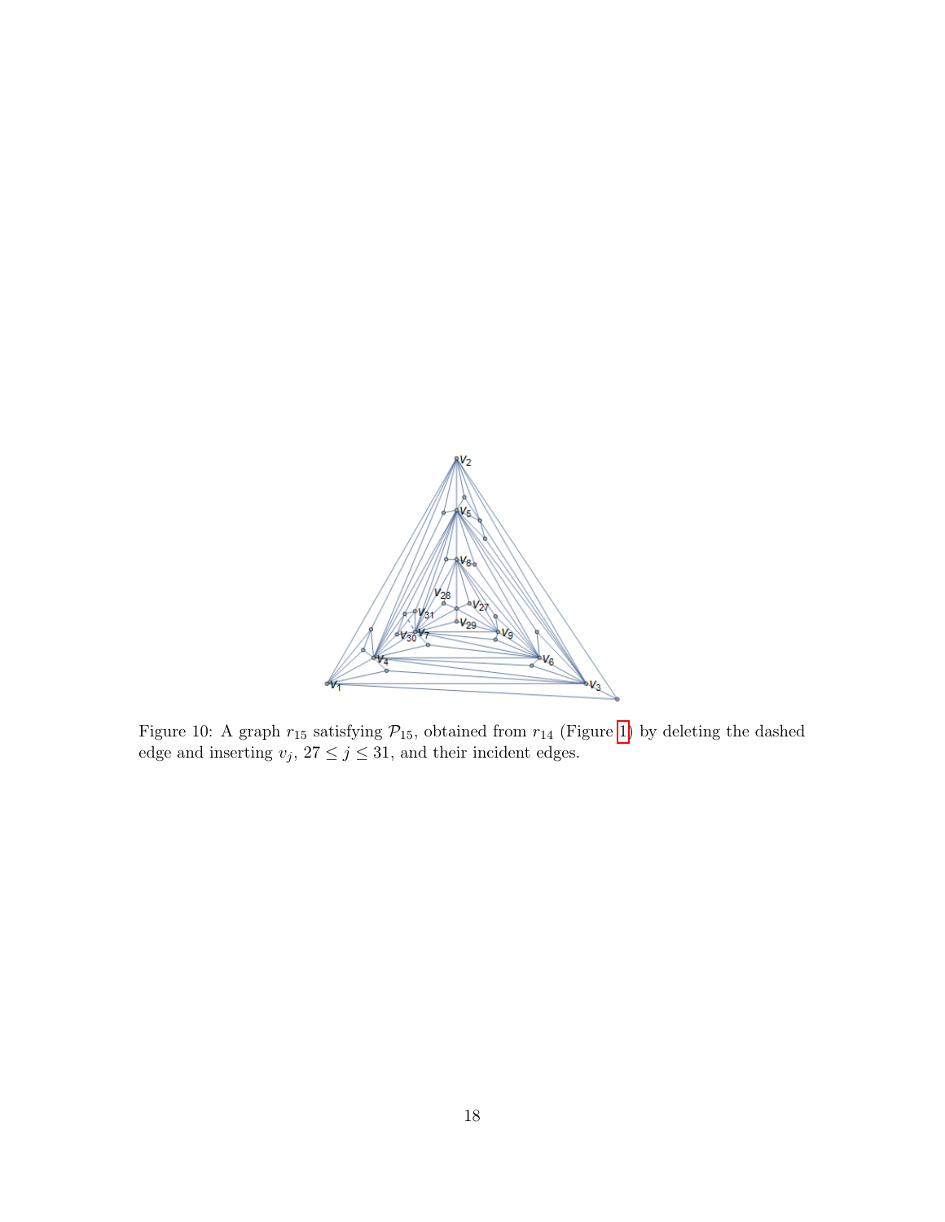Figure 10: A graph $r_{15}$ satisfying $\mathcal{P}_{15}$, obtained from $r_{14}$ (Figure 1) by deleting the dashed edge and inserting $v_j$, $27 \leq j \leq 31$, and their incident edges.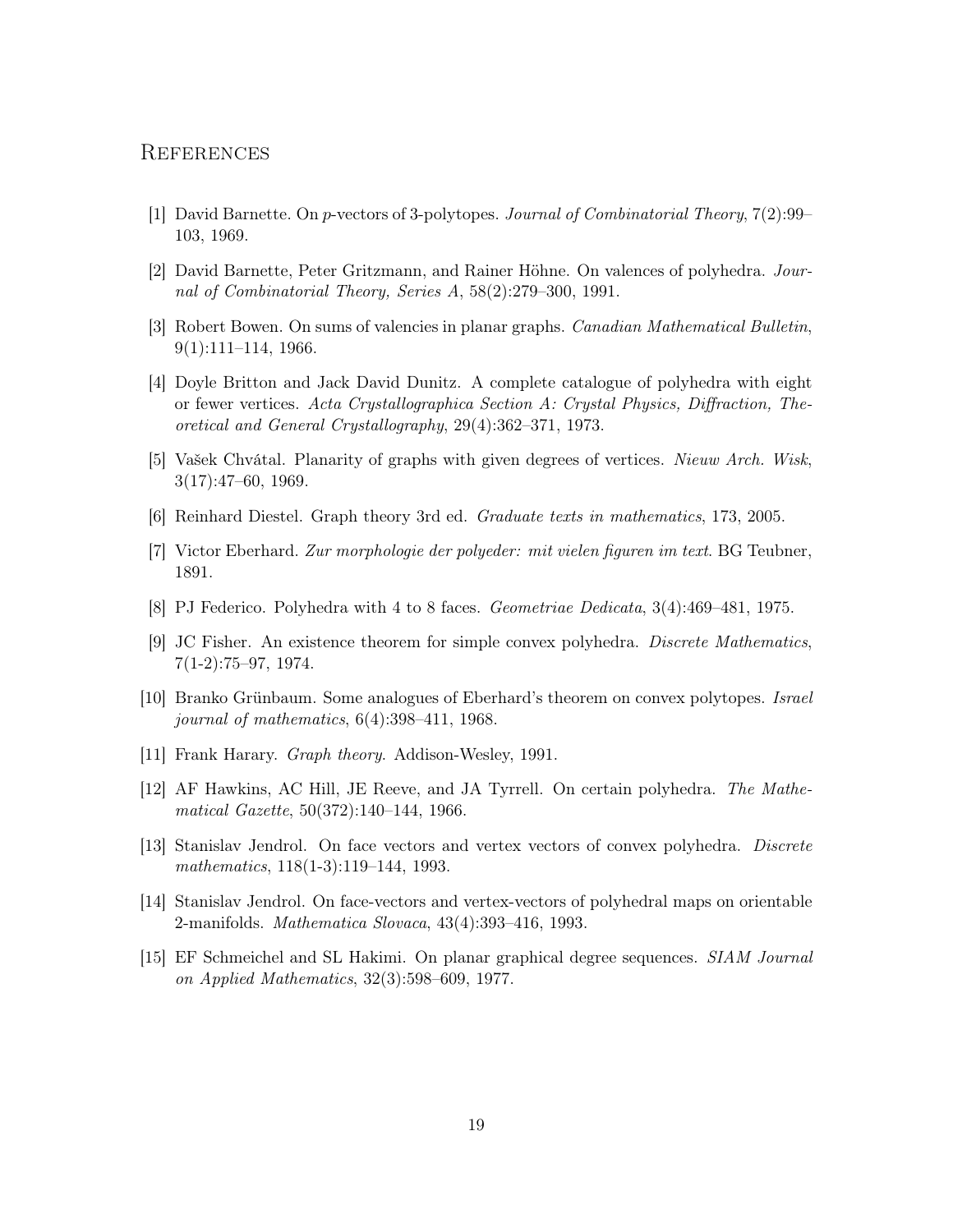# References

[1] David Barnette. On $p$-vectors of 3-polytopes. *Journal of Combinatorial Theory*, 7(2):99–103, 1969.

[2] David Barnette, Peter Gritzmann, and Rainer Höhne. On valences of polyhedra. *Journal of Combinatorial Theory, Series A*, 58(2):279–300, 1991.

[3] Robert Bowen. On sums of valencies in planar graphs. *Canadian Mathematical Bulletin*, 9(1):111–114, 1966.

[4] Doyle Britton and Jack David Dunitz. A complete catalogue of polyhedra with eight or fewer vertices. *Acta Crystallographica Section A: Crystal Physics, Diffraction, Theoretical and General Crystallography*, 29(4):362–371, 1973.

[5] Vašek Chvátal. Planarity of graphs with given degrees of vertices. *Nieuw Arch. Wisk*, 3(17):47–60, 1969.

[6] Reinhard Diestel. Graph theory 3rd ed. *Graduate texts in mathematics*, 173, 2005.

[7] Victor Eberhard. *Zur morphologie der polyeder: mit vielen figuren im text*. BG Teubner, 1891.

[8] PJ Federico. Polyhedra with 4 to 8 faces. *Geometriae Dedicata*, 3(4):469–481, 1975.

[9] JC Fisher. An existence theorem for simple convex polyhedra. *Discrete Mathematics*, 7(1-2):75–97, 1974.

[10] Branko Grünbaum. Some analogues of Eberhard's theorem on convex polytopes. *Israel journal of mathematics*, 6(4):398–411, 1968.

[11] Frank Harary. *Graph theory*. Addison-Wesley, 1991.

[12] AF Hawkins, AC Hill, JE Reeve, and JA Tyrrell. On certain polyhedra. *The Mathematical Gazette*, 50(372):140–144, 1966.

[13] Stanislav Jendrol. On face vectors and vertex vectors of convex polyhedra. *Discrete mathematics*, 118(1-3):119–144, 1993.

[14] Stanislav Jendrol. On face-vectors and vertex-vectors of polyhedral maps on orientable 2-manifolds. *Mathematica Slovaca*, 43(4):393–416, 1993.

[15] EF Schmeichel and SL Hakimi. On planar graphical degree sequences. *SIAM Journal on Applied Mathematics*, 32(3):598–609, 1977.